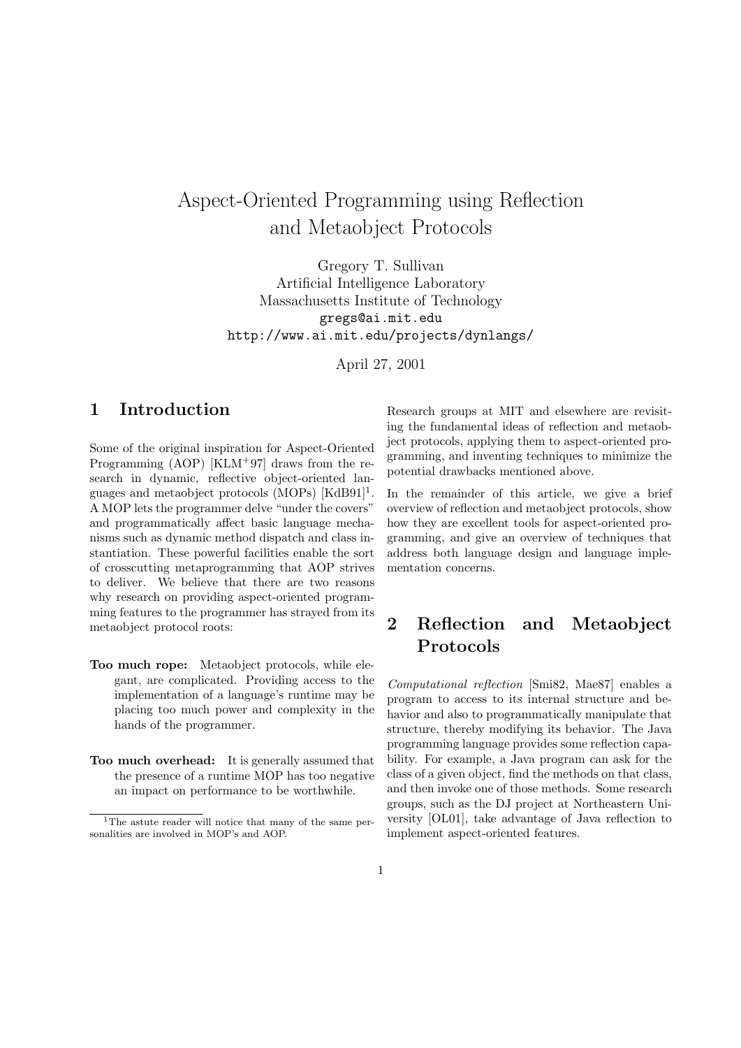# Aspect-Oriented Programming using Reflection and Metaobject Protocols

Gregory T. Sullivan
Artificial Intelligence Laboratory
Massachusetts Institute of Technology
gregs@ai.mit.edu
http://www.ai.mit.edu/projects/dynlangs/

April 27, 2001

## 1 Introduction

Some of the original inspiration for Aspect-Oriented Programming (AOP) [KLM+97] draws from the research in dynamic, reflective object-oriented languages and metaobject protocols (MOPs) [KdB91][1]. A MOP lets the programmer delve "under the covers" and programmatically affect basic language mechanisms such as dynamic method dispatch and class instantiation. These powerful facilities enable the sort of crosscutting metaprogramming that AOP strives to deliver. We believe that there are two reasons why research on providing aspect-oriented programming features to the programmer has strayed from its metaobject protocol roots:

**Too much rope:** Metaobject protocols, while elegant, are complicated. Providing access to the implementation of a language's runtime may be placing too much power and complexity in the hands of the programmer.

**Too much overhead:** It is generally assumed that the presence of a runtime MOP has too negative an impact on performance to be worthwhile.

Research groups at MIT and elsewhere are revisiting the fundamental ideas of reflection and metaobject protocols, applying them to aspect-oriented programming, and inventing techniques to minimize the potential drawbacks mentioned above.

In the remainder of this article, we give a brief overview of reflection and metaobject protocols, show how they are excellent tools for aspect-oriented programming, and give an overview of techniques that address both language design and language implementation concerns.

## 2 Reflection and Metaobject Protocols

*Computational reflection* [Smi82, Mae87] enables a program to access to its internal structure and behavior and also to programmatically manipulate that structure, thereby modifying its behavior. The Java programming language provides some reflection capability. For example, a Java program can ask for the class of a given object, find the methods on that class, and then invoke one of those methods. Some research groups, such as the DJ project at Northeastern University [OL01], take advantage of Java reflection to implement aspect-oriented features.

[1] The astute reader will notice that many of the same personalities are involved in MOP's and AOP.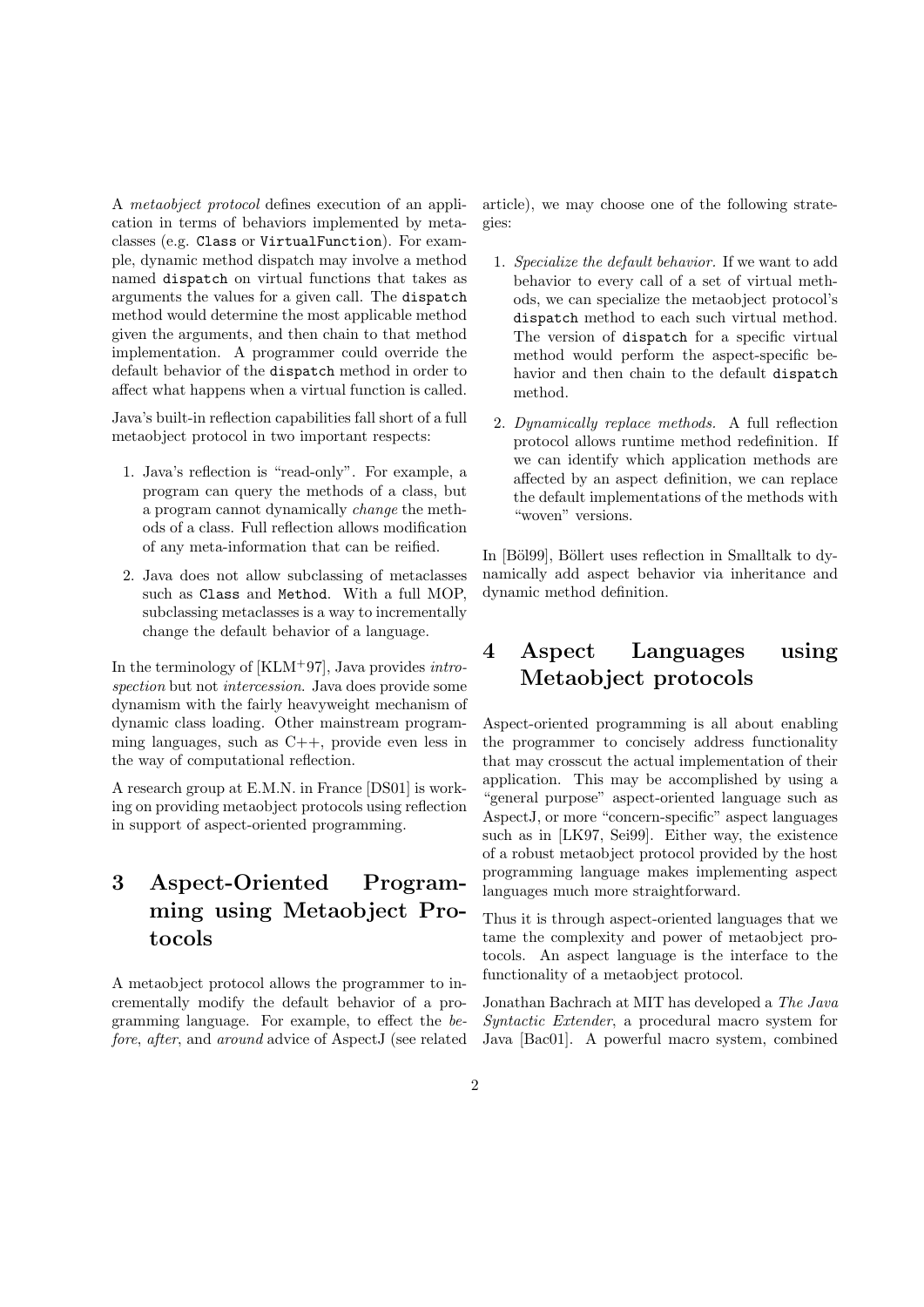A *metaobject protocol* defines execution of an application in terms of behaviors implemented by metaclasses (e.g. `Class` or `VirtualFunction`). For example, dynamic method dispatch may involve a method named `dispatch` on virtual functions that takes as arguments the values for a given call. The `dispatch` method would determine the most applicable method given the arguments, and then chain to that method implementation. A programmer could override the default behavior of the `dispatch` method in order to affect what happens when a virtual function is called.

Java's built-in reflection capabilities fall short of a full metaobject protocol in two important respects:

1. Java's reflection is "read-only". For example, a program can query the methods of a class, but a program cannot dynamically *change* the methods of a class. Full reflection allows modification of any meta-information that can be reified.
2. Java does not allow subclassing of metaclasses such as `Class` and `Method`. With a full MOP, subclassing metaclasses is a way to incrementally change the default behavior of a language.

In the terminology of [KLM+97], Java provides *introspection* but not *intercession*. Java does provide some dynamism with the fairly heavyweight mechanism of dynamic class loading. Other mainstream programming languages, such as C++, provide even less in the way of computational reflection.

A research group at E.M.N. in France [DS01] is working on providing metaobject protocols using reflection in support of aspect-oriented programming.

# 3 Aspect-Oriented Programming using Metaobject Protocols

A metaobject protocol allows the programmer to incrementally modify the default behavior of a programming language. For example, to effect the *before*, *after*, and *around* advice of AspectJ (see related article), we may choose one of the following strategies:

1. *Specialize the default behavior.* If we want to add behavior to every call of a set of virtual methods, we can specialize the metaobject protocol's `dispatch` method to each such virtual method. The version of `dispatch` for a specific virtual method would perform the aspect-specific behavior and then chain to the default `dispatch` method.
2. *Dynamically replace methods.* A full reflection protocol allows runtime method redefinition. If we can identify which application methods are affected by an aspect definition, we can replace the default implementations of the methods with "woven" versions.

In [Böl99], Böllert uses reflection in Smalltalk to dynamically add aspect behavior via inheritance and dynamic method definition.

# 4 Aspect Languages using Metaobject protocols

Aspect-oriented programming is all about enabling the programmer to concisely address functionality that may crosscut the actual implementation of their application. This may be accomplished by using a "general purpose" aspect-oriented language such as AspectJ, or more "concern-specific" aspect languages such as in [LK97, Sei99]. Either way, the existence of a robust metaobject protocol provided by the host programming language makes implementing aspect languages much more straightforward.

Thus it is through aspect-oriented languages that we tame the complexity and power of metaobject protocols. An aspect language is the interface to the functionality of a metaobject protocol.

Jonathan Bachrach at MIT has developed a *The Java Syntactic Extender*, a procedural macro system for Java [Bac01]. A powerful macro system, combined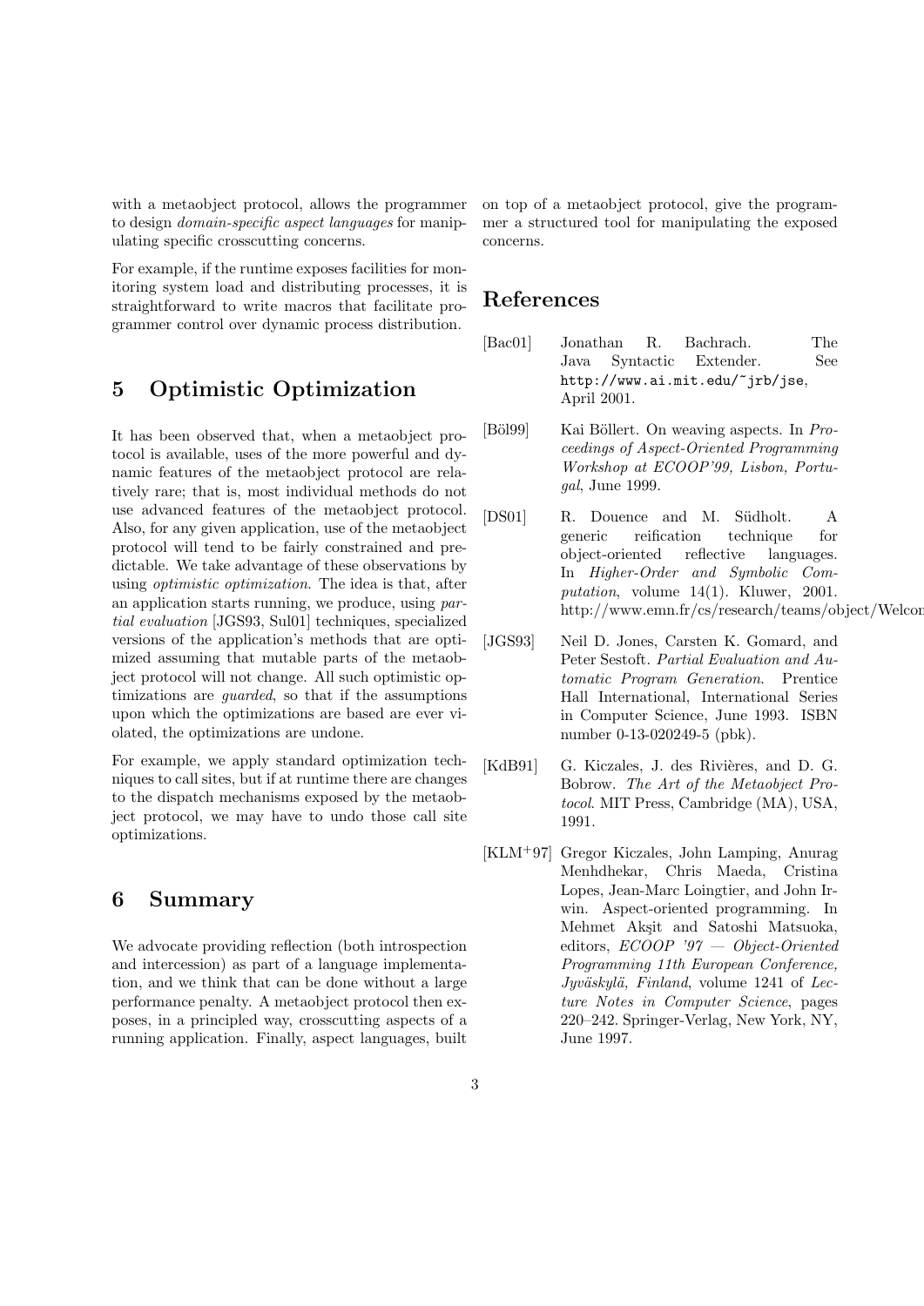with a metaobject protocol, allows the programmer to design *domain-specific aspect languages* for manipulating specific crosscutting concerns.

For example, if the runtime exposes facilities for monitoring system load and distributing processes, it is straightforward to write macros that facilitate programmer control over dynamic process distribution.

## 5 Optimistic Optimization

It has been observed that, when a metaobject protocol is available, uses of the more powerful and dynamic features of the metaobject protocol are relatively rare; that is, most individual methods do not use advanced features of the metaobject protocol. Also, for any given application, use of the metaobject protocol will tend to be fairly constrained and predictable. We take advantage of these observations by using *optimistic optimization*. The idea is that, after an application starts running, we produce, using *partial evaluation* [JGS93, Sul01] techniques, specialized versions of the application's methods that are optimized assuming that mutable parts of the metaobject protocol will not change. All such optimistic optimizations are *guarded*, so that if the assumptions upon which the optimizations are based are ever violated, the optimizations are undone.

For example, we apply standard optimization techniques to call sites, but if at runtime there are changes to the dispatch mechanisms exposed by the metaobject protocol, we may have to undo those call site optimizations.

## 6 Summary

We advocate providing reflection (both introspection and intercession) as part of a language implementation, and we think that can be done without a large performance penalty. A metaobject protocol then exposes, in a principled way, crosscutting aspects of a running application. Finally, aspect languages, built on top of a metaobject protocol, give the programmer a structured tool for manipulating the exposed concerns.

## References

[Bac01] Jonathan R. Bachrach. The Java Syntactic Extender. See `http://www.ai.mit.edu/~jrb/jse`, April 2001.

[Böl99] Kai Böllert. On weaving aspects. In *Proceedings of Aspect-Oriented Programming Workshop at ECOOP'99, Lisbon, Portugal*, June 1999.

[DS01] R. Douence and M. Südholt. A generic reification technique for object-oriented reflective languages. In *Higher-Order and Symbolic Computation*, volume 14(1). Kluwer, 2001. http://www.emn.fr/cs/research/teams/object/Welcom

[JGS93] Neil D. Jones, Carsten K. Gomard, and Peter Sestoft. *Partial Evaluation and Automatic Program Generation*. Prentice Hall International, International Series in Computer Science, June 1993. ISBN number 0-13-020249-5 (pbk).

[KdB91] G. Kiczales, J. des Rivières, and D. G. Bobrow. *The Art of the Metaobject Protocol*. MIT Press, Cambridge (MA), USA, 1991.

[KLM+97] Gregor Kiczales, John Lamping, Anurag Menhdhekar, Chris Maeda, Cristina Lopes, Jean-Marc Loingtier, and John Irwin. Aspect-oriented programming. In Mehmet Akşit and Satoshi Matsuoka, editors, *ECOOP '97 — Object-Oriented Programming 11th European Conference, Jyväskylä, Finland*, volume 1241 of *Lecture Notes in Computer Science*, pages 220–242. Springer-Verlag, New York, NY, June 1997.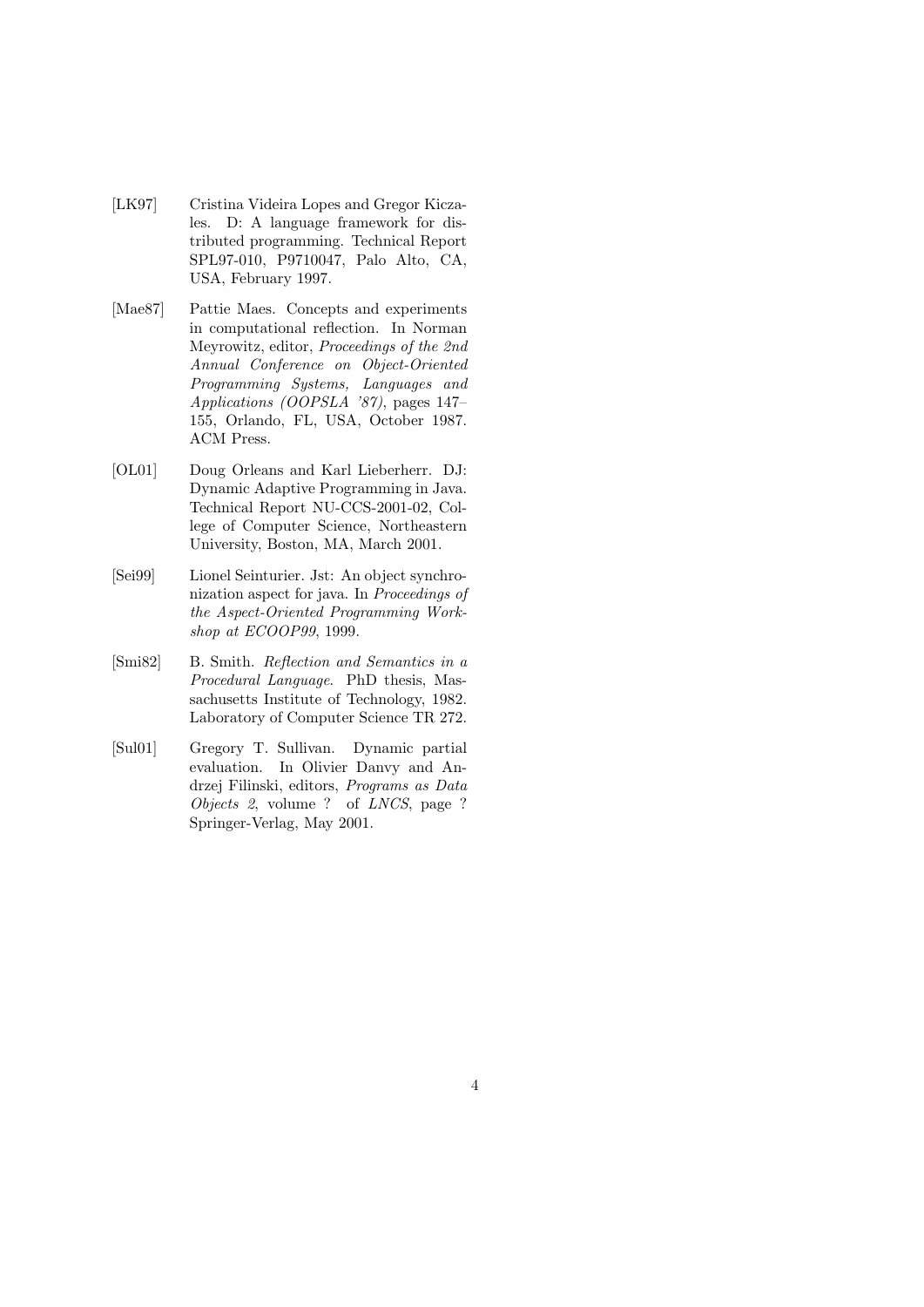[LK97] Cristina Videira Lopes and Gregor Kiczales. D: A language framework for distributed programming. Technical Report SPL97-010, P9710047, Palo Alto, CA, USA, February 1997.

[Mae87] Pattie Maes. Concepts and experiments in computational reflection. In Norman Meyrowitz, editor, *Proceedings of the 2nd Annual Conference on Object-Oriented Programming Systems, Languages and Applications (OOPSLA '87)*, pages 147–155, Orlando, FL, USA, October 1987. ACM Press.

[OL01] Doug Orleans and Karl Lieberherr. DJ: Dynamic Adaptive Programming in Java. Technical Report NU-CCS-2001-02, College of Computer Science, Northeastern University, Boston, MA, March 2001.

[Sei99] Lionel Seinturier. Jst: An object synchronization aspect for java. In *Proceedings of the Aspect-Oriented Programming Workshop at ECOOP99*, 1999.

[Smi82] B. Smith. *Reflection and Semantics in a Procedural Language*. PhD thesis, Massachusetts Institute of Technology, 1982. Laboratory of Computer Science TR 272.

[Sul01] Gregory T. Sullivan. Dynamic partial evaluation. In Olivier Danvy and Andrzej Filinski, editors, *Programs as Data Objects 2*, volume ? of *LNCS*, page ? Springer-Verlag, May 2001.